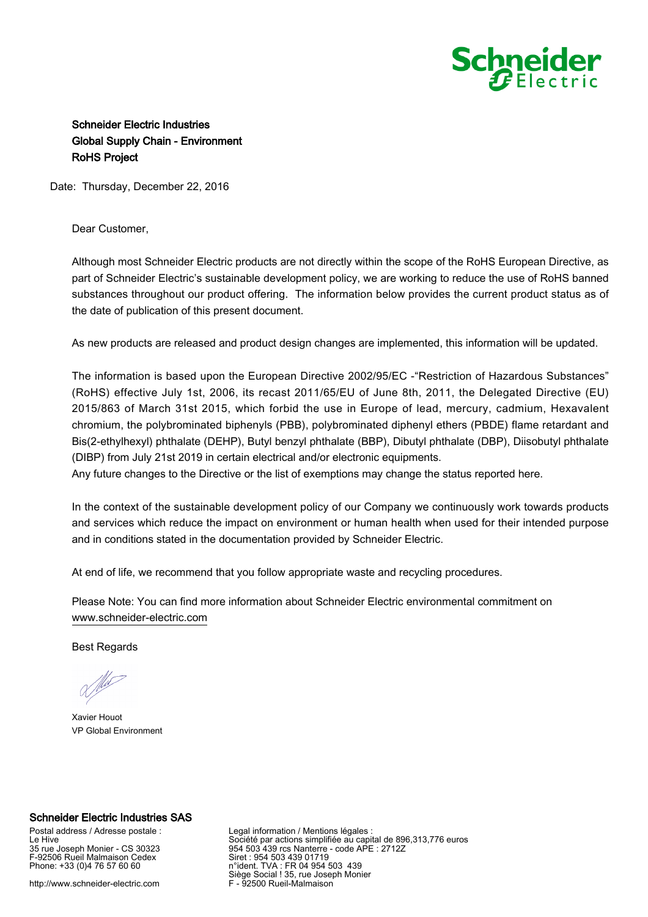**Schneider Electric Industries**
**Global Supply Chain - Environment**
**RoHS Project**

Date: Thursday, December 22, 2016

Dear Customer,

Although most Schneider Electric products are not directly within the scope of the RoHS European Directive, as part of Schneider Electric's sustainable development policy, we are working to reduce the use of RoHS banned substances throughout our product offering. The information below provides the current product status as of the date of publication of this present document.

As new products are released and product design changes are implemented, this information will be updated.

The information is based upon the European Directive 2002/95/EC -"Restriction of Hazardous Substances" (RoHS) effective July 1st, 2006, its recast 2011/65/EU of June 8th, 2011, the Delegated Directive (EU) 2015/863 of March 31st 2015, which forbid the use in Europe of lead, mercury, cadmium, Hexavalent chromium, the polybrominated biphenyls (PBB), polybrominated diphenyl ethers (PBDE) flame retardant and Bis(2-ethylhexyl) phthalate (DEHP), Butyl benzyl phthalate (BBP), Dibutyl phthalate (DBP), Diisobutyl phthalate (DIBP) from July 21st 2019 in certain electrical and/or electronic equipments.
Any future changes to the Directive or the list of exemptions may change the status reported here.

In the context of the sustainable development policy of our Company we continuously work towards products and services which reduce the impact on environment or human health when used for their intended purpose and in conditions stated in the documentation provided by Schneider Electric.

At end of life, we recommend that you follow appropriate waste and recycling procedures.

Please Note: You can find more information about Schneider Electric environmental commitment on www.schneider-electric.com

Best Regards

Xavier Houot
VP Global Environment

**Schneider Electric Industries SAS**

Postal address / Adresse postale :
Le Hive
35 rue Joseph Monier - CS 30323
F-92506 Rueil Malmaison Cedex
Phone: +33 (0)4 76 57 60 60

http://www.schneider-electric.com

Legal information / Mentions légales :
Société par actions simplifiée au capital de 896,313,776 euros
954 503 439 rcs Nanterre - code APE : 2712Z
Siret : 954 503 439 01719
n°ident. TVA : FR 04 954 503 439
Siège Social ! 35, rue Joseph Monier
F - 92500 Rueil-Malmaison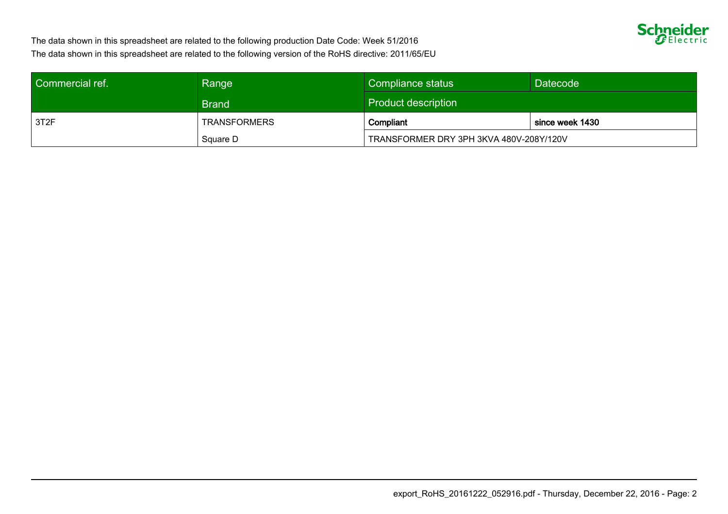The data shown in this spreadsheet are related to the following production Date Code: Week 51/2016

The data shown in this spreadsheet are related to the following version of the RoHS directive: 2011/65/EU

| Commercial ref. | Range | Compliance status | Datecode |
|---|---|---|---|
| | Brand | Product description | |
| 3T2F | TRANSFORMERS | **Compliant** | **since week 1430** |
| | Square D | TRANSFORMER DRY 3PH 3KVA 480V-208Y/120V | |